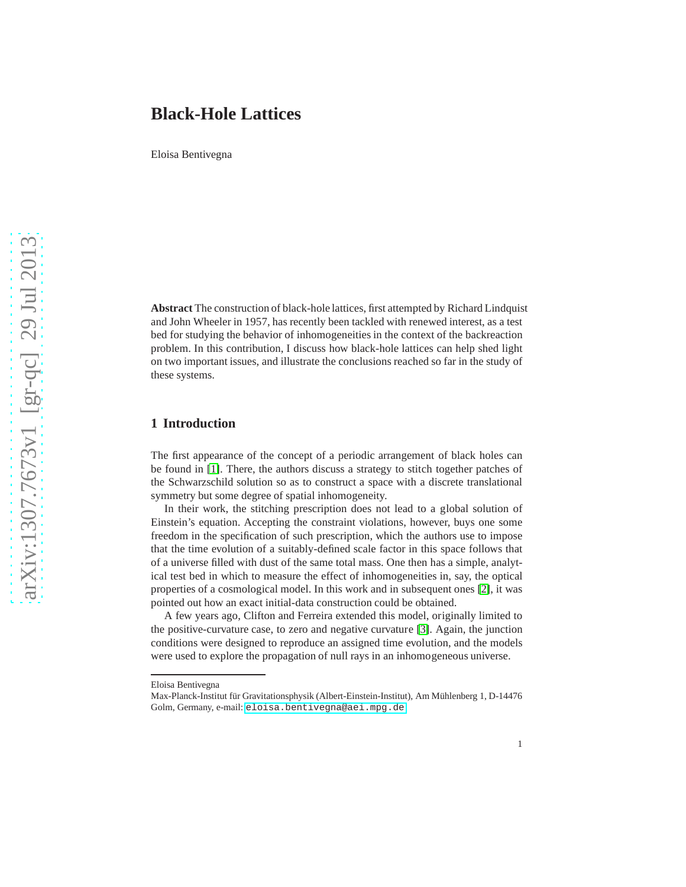# Black-Hole Lattices

Eloisa Bentivegna

**Abstract** The construction of black-hole lattices, first attempted by Richard Lindquist and John Wheeler in 1957, has recently been tackled with renewed interest, as a test bed for studying the behavior of inhomogeneities in the context of the backreaction problem. In this contribution, I discuss how black-hole lattices can help shed light on two important issues, and illustrate the conclusions reached so far in the study of these systems.

## 1 Introduction

The first appearance of the concept of a periodic arrangement of black holes can be found in [1]. There, the authors discuss a strategy to stitch together patches of the Schwarzschild solution so as to construct a space with a discrete translational symmetry but some degree of spatial inhomogeneity.

In their work, the stitching prescription does not lead to a global solution of Einstein's equation. Accepting the constraint violations, however, buys one some freedom in the specification of such prescription, which the authors use to impose that the time evolution of a suitably-defined scale factor in this space follows that of a universe filled with dust of the same total mass. One then has a simple, analytical test bed in which to measure the effect of inhomogeneities in, say, the optical properties of a cosmological model. In this work and in subsequent ones [2], it was pointed out how an exact initial-data construction could be obtained.

A few years ago, Clifton and Ferreira extended this model, originally limited to the positive-curvature case, to zero and negative curvature [3]. Again, the junction conditions were designed to reproduce an assigned time evolution, and the models were used to explore the propagation of null rays in an inhomogeneous universe.

---

Eloisa Bentivegna
Max-Planck-Institut für Gravitationsphysik (Albert-Einstein-Institut), Am Mühlenberg 1, D-14476 Golm, Germany, e-mail: eloisa.bentivegna@aei.mpg.de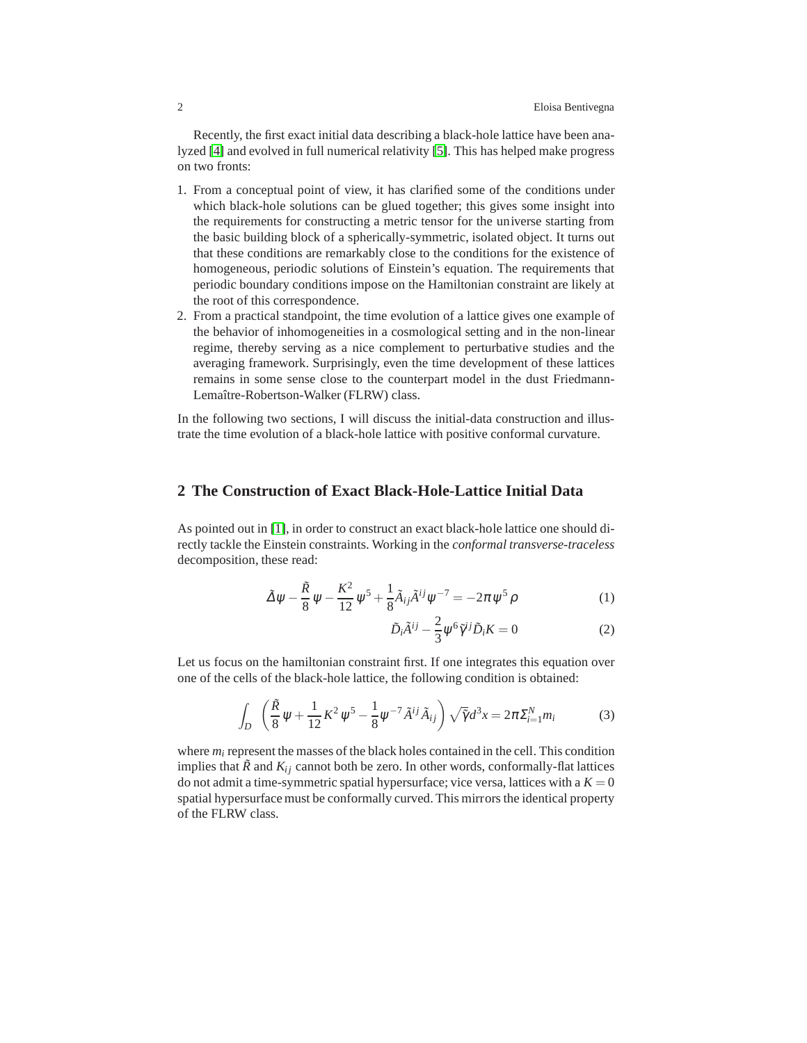Recently, the first exact initial data describing a black-hole lattice have been analyzed [4] and evolved in full numerical relativity [5]. This has helped make progress on two fronts:

1. From a conceptual point of view, it has clarified some of the conditions under which black-hole solutions can be glued together; this gives some insight into the requirements for constructing a metric tensor for the universe starting from the basic building block of a spherically-symmetric, isolated object. It turns out that these conditions are remarkably close to the conditions for the existence of homogeneous, periodic solutions of Einstein's equation. The requirements that periodic boundary conditions impose on the Hamiltonian constraint are likely at the root of this correspondence.
2. From a practical standpoint, the time evolution of a lattice gives one example of the behavior of inhomogeneities in a cosmological setting and in the non-linear regime, thereby serving as a nice complement to perturbative studies and the averaging framework. Surprisingly, even the time development of these lattices remains in some sense close to the counterpart model in the dust Friedmann-Lemaître-Robertson-Walker (FLRW) class.

In the following two sections, I will discuss the initial-data construction and illustrate the time evolution of a black-hole lattice with positive conformal curvature.

## 2 The Construction of Exact Black-Hole-Lattice Initial Data

As pointed out in [1], in order to construct an exact black-hole lattice one should directly tackle the Einstein constraints. Working in the *conformal transverse-traceless* decomposition, these read:

$$\tilde{\Delta}\psi - \frac{\tilde{R}}{8}\,\psi - \frac{K^2}{12}\,\psi^5 + \frac{1}{8}\tilde{A}_{ij}\tilde{A}^{ij}\psi^{-7} = -2\pi\psi^5\,\rho \tag{1}$$

$$\tilde{D}_i\tilde{A}^{ij} - \frac{2}{3}\psi^6\tilde{\gamma}^{ij}\tilde{D}_iK = 0 \tag{2}$$

Let us focus on the hamiltonian constraint first. If one integrates this equation over one of the cells of the black-hole lattice, the following condition is obtained:

$$\int_D \left(\frac{\tilde{R}}{8}\,\psi + \frac{1}{12}K^2\,\psi^5 - \frac{1}{8}\psi^{-7}\,\tilde{A}^{ij}\,\tilde{A}_{ij}\right)\sqrt{\tilde{\gamma}}d^3x = 2\pi\Sigma_{i=1}^N m_i \tag{3}$$

where $m_i$ represent the masses of the black holes contained in the cell. This condition implies that $\tilde{R}$ and $K_{ij}$ cannot both be zero. In other words, conformally-flat lattices do not admit a time-symmetric spatial hypersurface; vice versa, lattices with a $K = 0$ spatial hypersurface must be conformally curved. This mirrors the identical property of the FLRW class.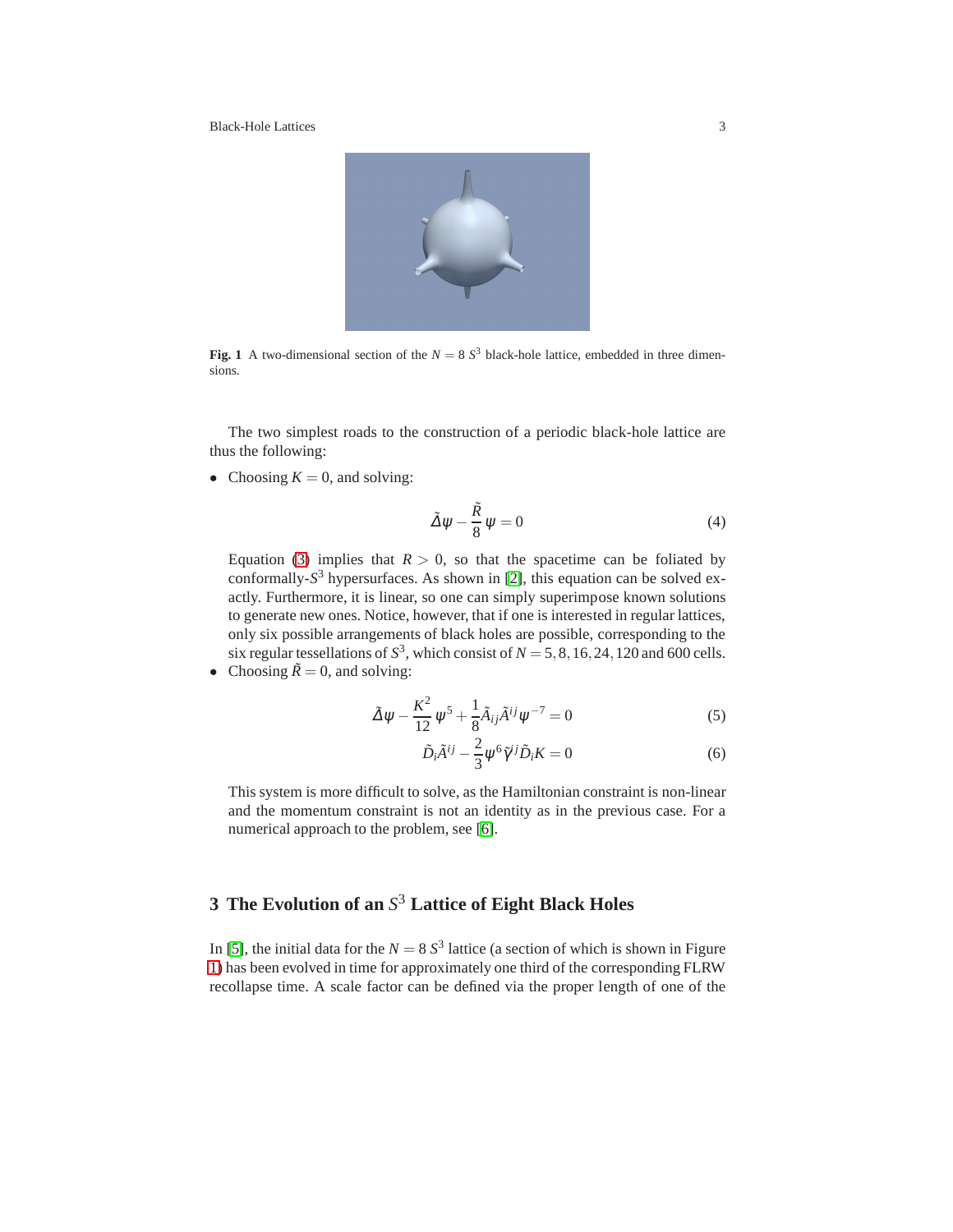Fig. 1 A two-dimensional section of the $N = 8$ $S^3$ black-hole lattice, embedded in three dimensions.

The two simplest roads to the construction of a periodic black-hole lattice are thus the following:

- Choosing $K = 0$, and solving:

$$\tilde{\Delta}\psi - \frac{\tilde{R}}{8}\psi = 0 \tag{4}$$

  Equation (3) implies that $R > 0$, so that the spacetime can be foliated by conformally-$S^3$ hypersurfaces. As shown in [2], this equation can be solved exactly. Furthermore, it is linear, so one can simply superimpose known solutions to generate new ones. Notice, however, that if one is interested in regular lattices, only six possible arrangements of black holes are possible, corresponding to the six regular tessellations of $S^3$, which consist of $N = 5, 8, 16, 24, 120$ and $600$ cells.
- Choosing $\tilde{R} = 0$, and solving:

$$\tilde{\Delta}\psi - \frac{K^2}{12}\psi^5 + \frac{1}{8}\tilde{A}_{ij}\tilde{A}^{ij}\psi^{-7} = 0 \tag{5}$$

$$\tilde{D}_i\tilde{A}^{ij} - \frac{2}{3}\psi^6\tilde{\gamma}^{ij}\tilde{D}_i K = 0 \tag{6}$$

  This system is more difficult to solve, as the Hamiltonian constraint is non-linear and the momentum constraint is not an identity as in the previous case. For a numerical approach to the problem, see [6].

## 3 The Evolution of an $S^3$ Lattice of Eight Black Holes

In [5], the initial data for the $N = 8$ $S^3$ lattice (a section of which is shown in Figure 1) has been evolved in time for approximately one third of the corresponding FLRW recollapse time. A scale factor can be defined via the proper length of one of the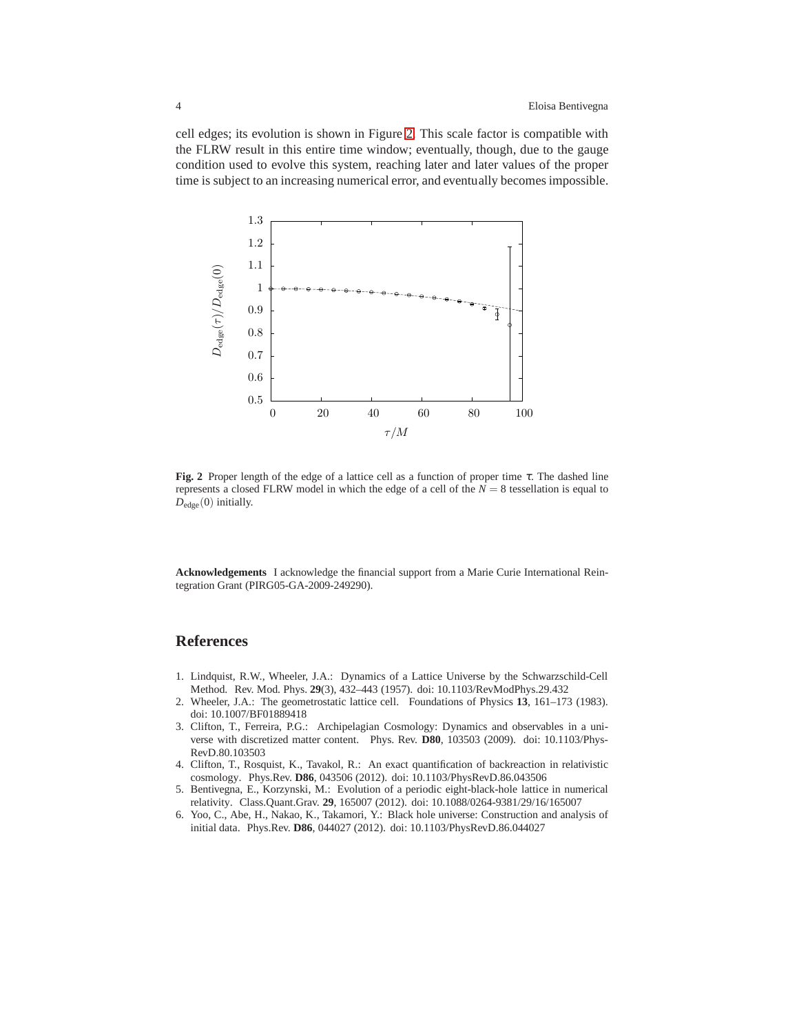cell edges; its evolution is shown in Figure 2. This scale factor is compatible with the FLRW result in this entire time window; eventually, though, due to the gauge condition used to evolve this system, reaching later and later values of the proper time is subject to an increasing numerical error, and eventually becomes impossible.

1.3
1.2
1.1
1
0.9
0.8
0.7
0.6
0.5
0
20
40
60
80
100
$D_{\mathrm{edge}}(\tau)/D_{\mathrm{edge}}(0)$
$\tau/M$

**Fig. 2** Proper length of the edge of a lattice cell as a function of proper time $\tau$. The dashed line represents a closed FLRW model in which the edge of a cell of the $N = 8$ tessellation is equal to $D_{\mathrm{edge}}(0)$ initially.

**Acknowledgements** I acknowledge the financial support from a Marie Curie International Reintegration Grant (PIRG05-GA-2009-249290).

## References

1. Lindquist, R.W., Wheeler, J.A.: Dynamics of a Lattice Universe by the Schwarzschild-Cell Method. Rev. Mod. Phys. **29**(3), 432–443 (1957). doi: 10.1103/RevModPhys.29.432
2. Wheeler, J.A.: The geometrostatic lattice cell. Foundations of Physics **13**, 161–173 (1983). doi: 10.1007/BF01889418
3. Clifton, T., Ferreira, P.G.: Archipelagian Cosmology: Dynamics and observables in a universe with discretized matter content. Phys. Rev. **D80**, 103503 (2009). doi: 10.1103/PhysRevD.80.103503
4. Clifton, T., Rosquist, K., Tavakol, R.: An exact quantification of backreaction in relativistic cosmology. Phys.Rev. **D86**, 043506 (2012). doi: 10.1103/PhysRevD.86.043506
5. Bentivegna, E., Korzynski, M.: Evolution of a periodic eight-black-hole lattice in numerical relativity. Class.Quant.Grav. **29**, 165007 (2012). doi: 10.1088/0264-9381/29/16/165007
6. Yoo, C., Abe, H., Nakao, K., Takamori, Y.: Black hole universe: Construction and analysis of initial data. Phys.Rev. **D86**, 044027 (2012). doi: 10.1103/PhysRevD.86.044027